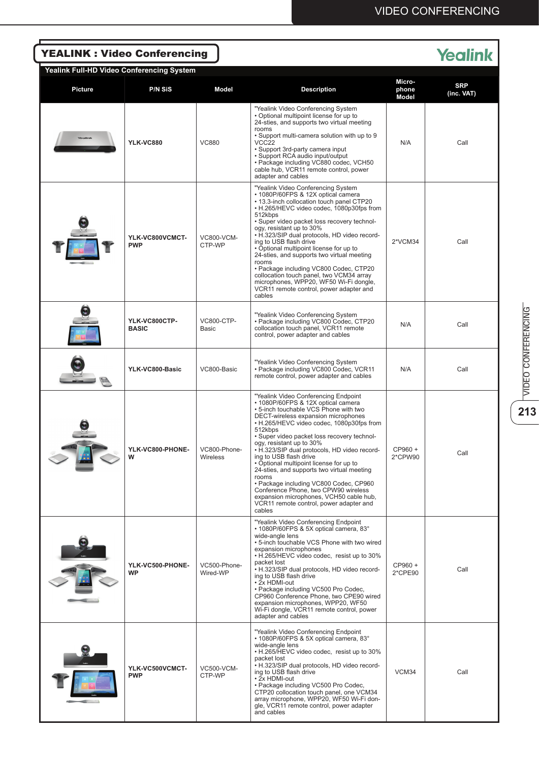# YEALINK : Video Conferencing

Yealink

## Yealink Full-HD Video Conferencing System

| Picture | P/N SiS | Model | Description | Micro-phone Model | SRP (inc. VAT) |
|---|---|---|---|---|---|
| | **YLK-VC880** | VC880 | "Yealink Video Conferencing System • Optional multipoint license for up to 24-sties, and supports two virtual meeting rooms • Support multi-camera solution with up to 9 VCC22 • Support 3rd-party camera input • Support RCA audio input/output • Package including VC880 codec, VCH50 cable hub, VCR11 remote control, power adapter and cables | N/A | Call |
| | **YLK-VC800VCMCT-PWP** | VC800-VCM-CTP-WP | "Yealink Video Conferencing System • 1080P/60FPS & 12X optical camera • 13.3-inch collocation touch panel CTP20 • H.265/HEVC video codec, 1080p30fps from 512kbps • Super video packet loss recovery technology, resistant up to 30% • H.323/SIP dual protocols, HD video recording to USB flash drive • Optional multipoint license for up to 24-sties, and supports two virtual meeting rooms • Package including VC800 Codec, CTP20 collocation touch panel, two VCM34 array microphones, WPP20, WF50 Wi-Fi dongle, VCR11 remote control, power adapter and cables | 2*VCM34 | Call |
| | **YLK-VC800CTP-BASIC** | VC800-CTP-Basic | "Yealink Video Conferencing System • Package including VC800 Codec, CTP20 collocation touch panel, VCR11 remote control, power adapter and cables | N/A | Call |
| | **YLK-VC800-Basic** | VC800-Basic | "Yealink Video Conferencing System • Package including VC800 Codec, VCR11 remote control, power adapter and cables | N/A | Call |
| | **YLK-VC800-PHONE-W** | VC800-Phone-Wireless | "Yealink Video Conferencing Endpoint • 1080P/60FPS & 12X optical camera • 5-inch touchable VCS Phone with two DECT-wireless expansion microphones • H.265/HEVC video codec, 1080p30fps from 512kbps • Super video packet loss recovery technology, resistant up to 30% • H.323/SIP dual protocols, HD video recording to USB flash drive • Optional multipoint license for up to 24-sties, and supports two virtual meeting rooms • Package including VC800 Codec, CP960 Conference Phone, two CPW90 wireless expansion microphones, VCH50 cable hub, VCR11 remote control, power adapter and cables | CP960 + 2*CPW90 | Call |
| | **YLK-VC500-PHONE-WP** | VC500-Phone-Wired-WP | "Yealink Video Conferencing Endpoint • 1080P/60FPS & 5X optical camera, 83° wide-angle lens • 5-inch touchable VCS Phone with two wired expansion microphones • H.265/HEVC video codec, resist up to 30% packet lost • H.323/SIP dual protocols, HD video recording to USB flash drive • 2x HDMI-out • Package including VC500 Pro Codec, CP960 Conference Phone, two CPE90 wired expansion microphones, WPP20, WF50 Wi-Fi dongle, VCR11 remote control, power adapter and cables | CP960 + 2*CPE90 | Call |
| | **YLK-VC500VCMCT-PWP** | VC500-VCM-CTP-WP | "Yealink Video Conferencing Endpoint • 1080P/60FPS & 5X optical camera, 83° wide-angle lens • H.265/HEVC video codec, resist up to 30% packet lost • H.323/SIP dual protocols, HD video recording to USB flash drive • 2x HDMI-out • Package including VC500 Pro Codec, CTP20 collocation touch panel, one VCM34 array microphone, WPP20, WF50 Wi-Fi dongle, VCR11 remote control, power adapter and cables | VCM34 | Call |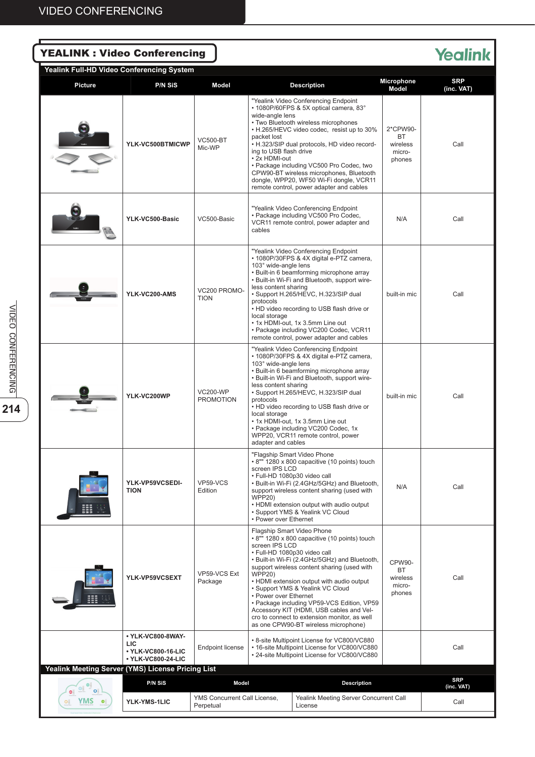## YEALINK : Video Conferencing

Yealink

### Yealink Full-HD Video Conferencing System

| Picture | P/N SiS | Model | Description | Microphone Model | SRP (inc. VAT) |
|---|---|---|---|---|---|
| | YLK-VC500BTMICWP | VC500-BT Mic-WP | "Yealink Video Conferencing Endpoint<br>• 1080P/60FPS & 5X optical camera, 83° wide-angle lens<br>• Two Bluetooth wireless microphones<br>• H.265/HEVC video codec, resist up to 30% packet lost<br>• H.323/SIP dual protocols, HD video recording to USB flash drive<br>• 2x HDMI-out<br>• Package including VC500 Pro Codec, two CPW90-BT wireless microphones, Bluetooth dongle, WPP20, WF50 Wi-Fi dongle, VCR11 remote control, power adapter and cables | 2*CPW90-BT wireless micro-phones | Call |
| | YLK-VC500-Basic | VC500-Basic | "Yealink Video Conferencing Endpoint<br>• Package including VC500 Pro Codec, VCR11 remote control, power adapter and cables | N/A | Call |
| | YLK-VC200-AMS | VC200 PROMO-TION | "Yealink Video Conferencing Endpoint<br>• 1080P/30FPS & 4X digital e-PTZ camera, 103° wide-angle lens<br>• Built-in 6 beamforming microphone array<br>• Built-in Wi-Fi and Bluetooth, support wireless content sharing<br>• Support H.265/HEVC, H.323/SIP dual protocols<br>• HD video recording to USB flash drive or local storage<br>• 1x HDMI-out, 1x 3.5mm Line out<br>• Package including VC200 Codec, VCR11 remote control, power adapter and cables | built-in mic | Call |
| | YLK-VC200WP | VC200-WP PROMOTION | "Yealink Video Conferencing Endpoint<br>• 1080P/30FPS & 4X digital e-PTZ camera, 103° wide-angle lens<br>• Built-in 6 beamforming microphone array<br>• Built-in Wi-Fi and Bluetooth, support wireless content sharing<br>• Support H.265/HEVC, H.323/SIP dual protocols<br>• HD video recording to USB flash drive or local storage<br>• 1x HDMI-out, 1x 3.5mm Line out<br>• Package including VC200 Codec, 1x WPP20, VCR11 remote control, power adapter and cables | built-in mic | Call |
| | YLK-VP59VCSEDITION | VP59-VCS Edition | "Flagship Smart Video Phone<br>• 8"" 1280 x 800 capacitive (10 points) touch screen IPS LCD<br>• Full-HD 1080p30 video call<br>• Built-in Wi-Fi (2.4GHz/5GHz) and Bluetooth, support wireless content sharing (used with WPP20)<br>• HDMI extension output with audio output<br>• Support YMS & Yealink VC Cloud<br>• Power over Ethernet | N/A | Call |
| | YLK-VP59VCSEXT | VP59-VCS Ext Package | Flagship Smart Video Phone<br>• 8"" 1280 x 800 capacitive (10 points) touch screen IPS LCD<br>• Full-HD 1080p30 video call<br>• Built-in Wi-Fi (2.4GHz/5GHz) and Bluetooth, support wireless content sharing (used with WPP20)<br>• HDMI extension output with audio output<br>• Support YMS & Yealink VC Cloud<br>• Power over Ethernet<br>• Package including VP59-VCS Edition, VP59 Accessory KIT (HDMI, USB cables and Velcro to connect to extension monitor, as well as one CPW90-BT wireless microphone) | CPW90-BT wireless micro-phones | Call |
| | • YLK-VC800-8WAY-LIC<br>• YLK-VC800-16-LIC<br>• YLK-VC800-24-LIC | Endpoint license | • 8-site Multipoint License for VC800/VC880<br>• 16-site Multipoint License for VC800/VC880<br>• 24-site Multipoint License for VC800/VC880 | | Call |

### Yealink Meeting Server (YMS) License Pricing List

| Picture | P/N SiS | Model | Description | SRP (inc. VAT) |
|---|---|---|---|---|
| | YLK-YMS-1LIC | YMS Concurrent Call License, Perpetual | Yealink Meeting Server Concurrent Call License | Call |